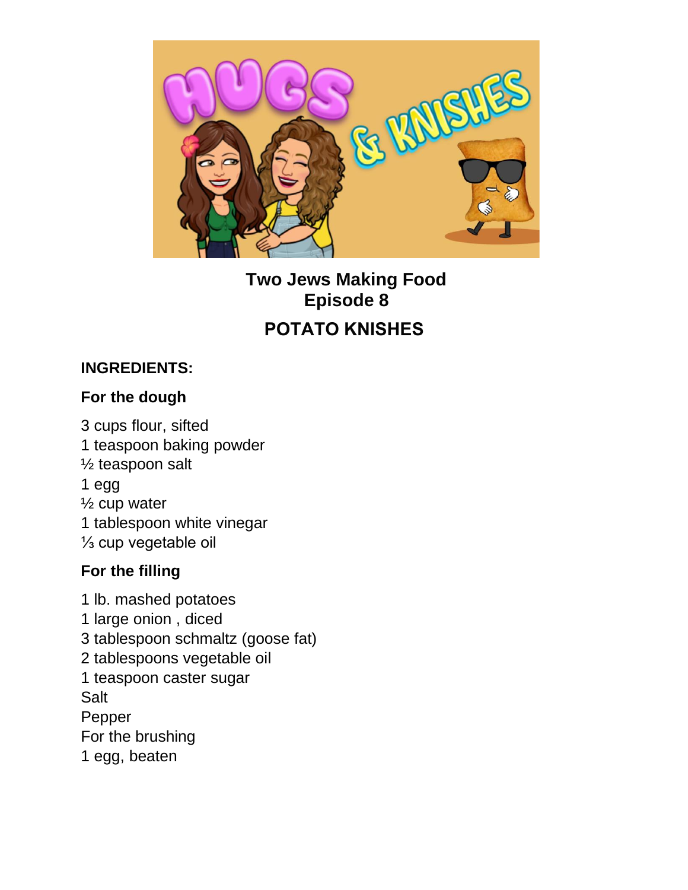# Two Jews Making Food
## Episode 8

## POTATO KNISHES

**INGREDIENTS:**

**For the dough**

3 cups flour, sifted
1 teaspoon baking powder
½ teaspoon salt
1 egg
½ cup water
1 tablespoon white vinegar
⅓ cup vegetable oil

**For the filling**

1 lb. mashed potatoes
1 large onion , diced
3 tablespoon schmaltz (goose fat)
2 tablespoons vegetable oil
1 teaspoon caster sugar
Salt
Pepper
For the brushing
1 egg, beaten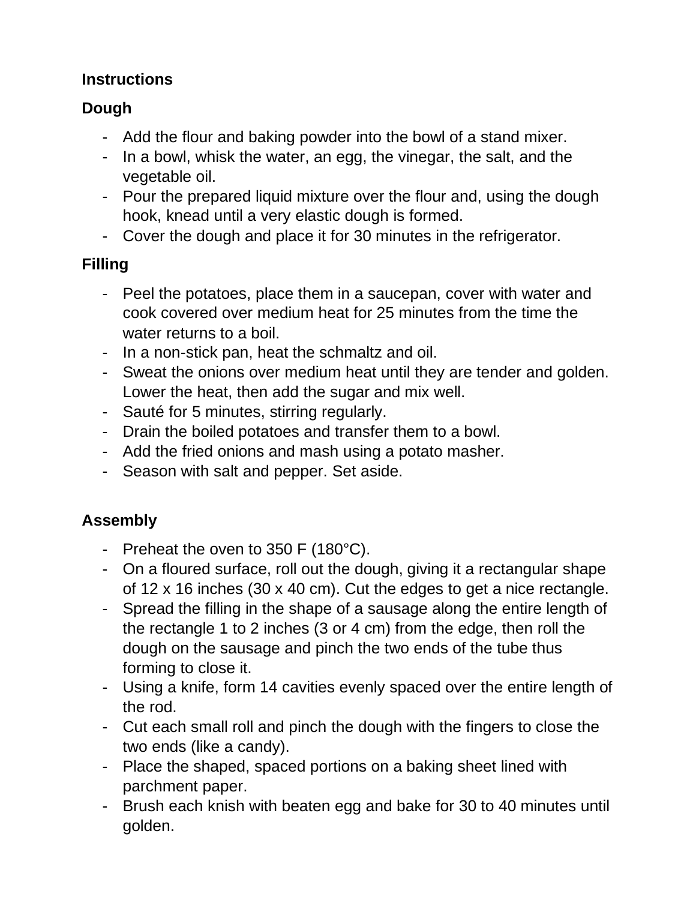## Instructions

### Dough

- Add the flour and baking powder into the bowl of a stand mixer.
- In a bowl, whisk the water, an egg, the vinegar, the salt, and the vegetable oil.
- Pour the prepared liquid mixture over the flour and, using the dough hook, knead until a very elastic dough is formed.
- Cover the dough and place it for 30 minutes in the refrigerator.

### Filling

- Peel the potatoes, place them in a saucepan, cover with water and cook covered over medium heat for 25 minutes from the time the water returns to a boil.
- In a non-stick pan, heat the schmaltz and oil.
- Sweat the onions over medium heat until they are tender and golden. Lower the heat, then add the sugar and mix well.
- Sauté for 5 minutes, stirring regularly.
- Drain the boiled potatoes and transfer them to a bowl.
- Add the fried onions and mash using a potato masher.
- Season with salt and pepper. Set aside.

### Assembly

- Preheat the oven to 350 F (180°C).
- On a floured surface, roll out the dough, giving it a rectangular shape of 12 x 16 inches (30 x 40 cm). Cut the edges to get a nice rectangle.
- Spread the filling in the shape of a sausage along the entire length of the rectangle 1 to 2 inches (3 or 4 cm) from the edge, then roll the dough on the sausage and pinch the two ends of the tube thus forming to close it.
- Using a knife, form 14 cavities evenly spaced over the entire length of the rod.
- Cut each small roll and pinch the dough with the fingers to close the two ends (like a candy).
- Place the shaped, spaced portions on a baking sheet lined with parchment paper.
- Brush each knish with beaten egg and bake for 30 to 40 minutes until golden.